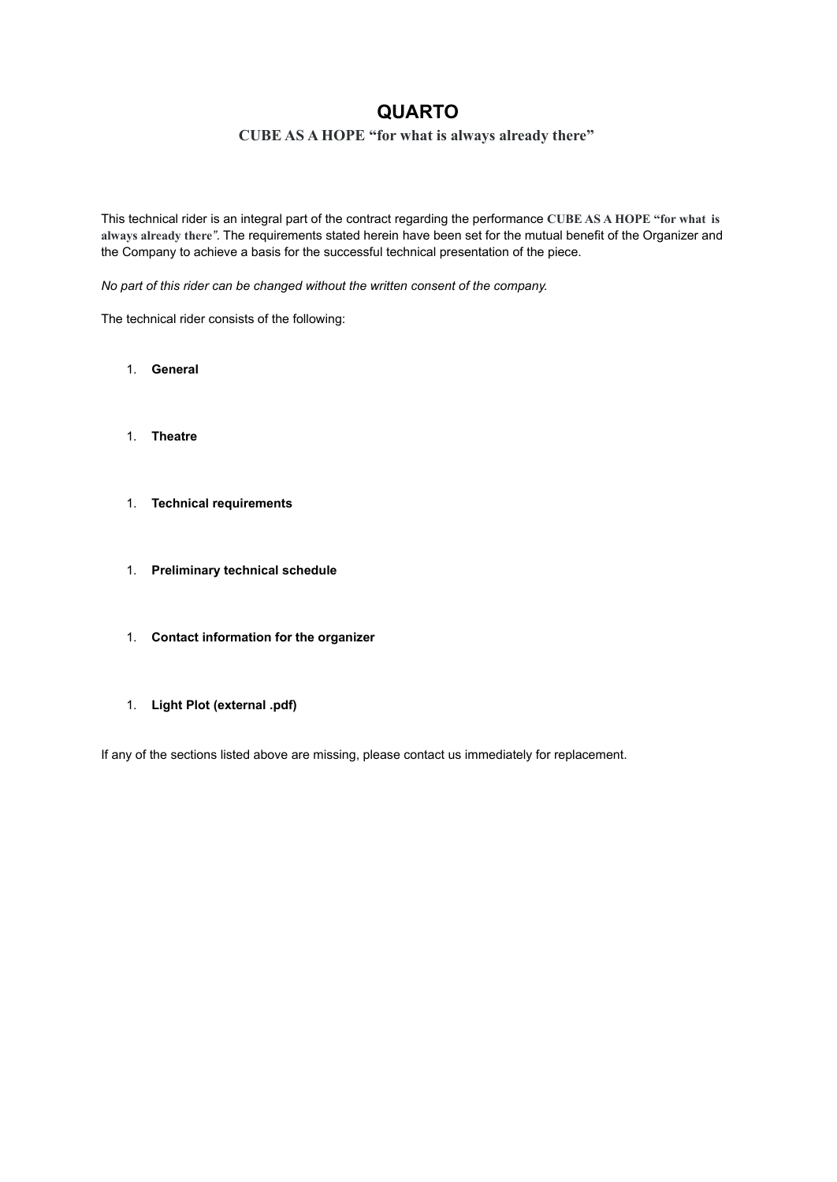# QUARTO

## CUBE AS A HOPE "for what is always already there"

This technical rider is an integral part of the contract regarding the performance **CUBE AS A HOPE "for what is always already there"**. The requirements stated herein have been set for the mutual benefit of the Organizer and the Company to achieve a basis for the successful technical presentation of the piece.

*No part of this rider can be changed without the written consent of the company.*

The technical rider consists of the following:

1. **General**

1. **Theatre**

1. **Technical requirements**

1. **Preliminary technical schedule**

1. **Contact information for the organizer**

1. **Light Plot (external .pdf)**

If any of the sections listed above are missing, please contact us immediately for replacement.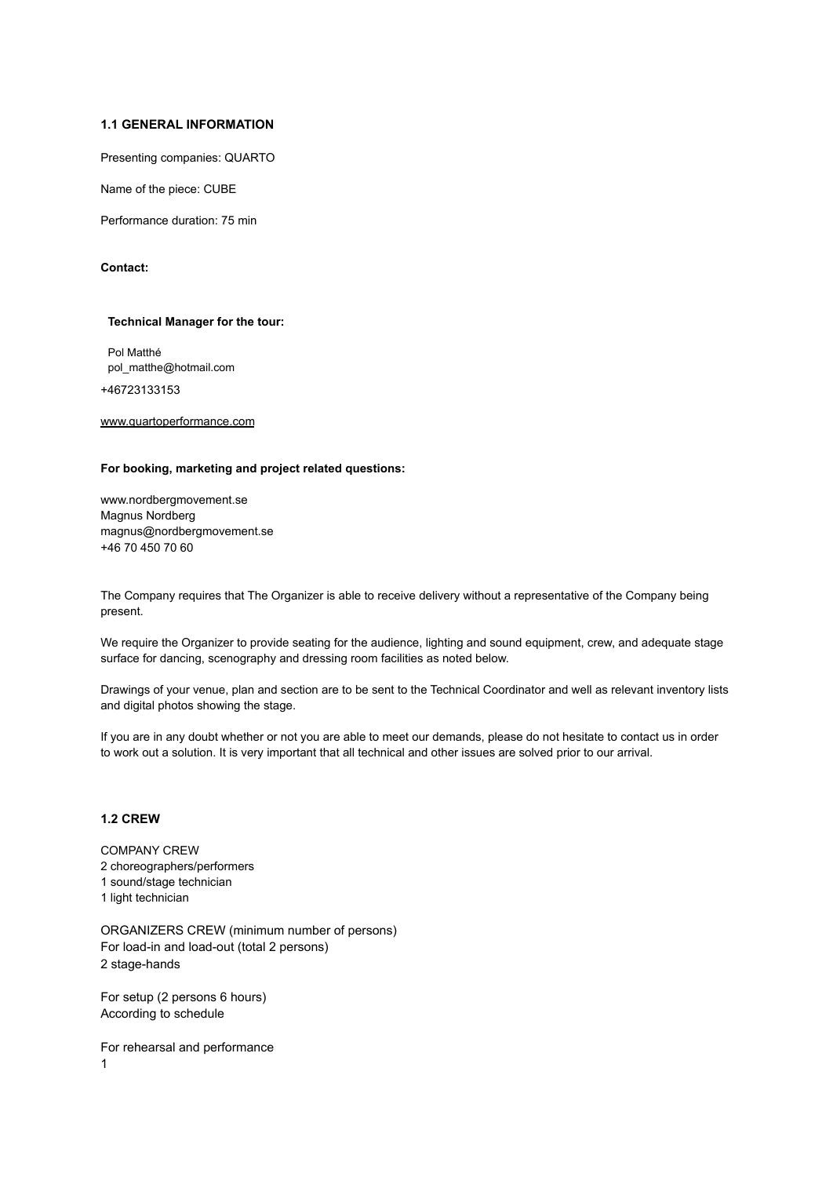### 1.1 GENERAL INFORMATION

Presenting companies: QUARTO

Name of the piece: CUBE

Performance duration: 75 min

**Contact:**

**Technical Manager for the tour:**

Pol Matthé
pol_matthe@hotmail.com

+46723133153

www.quartoperformance.com

**For booking, marketing and project related questions:**

www.nordbergmovement.se
Magnus Nordberg
magnus@nordbergmovement.se
+46 70 450 70 60

The Company requires that The Organizer is able to receive delivery without a representative of the Company being present.

We require the Organizer to provide seating for the audience, lighting and sound equipment, crew, and adequate stage surface for dancing, scenography and dressing room facilities as noted below.

Drawings of your venue, plan and section are to be sent to the Technical Coordinator and well as relevant inventory lists and digital photos showing the stage.

If you are in any doubt whether or not you are able to meet our demands, please do not hesitate to contact us in order to work out a solution. It is very important that all technical and other issues are solved prior to our arrival.

### 1.2 CREW

COMPANY CREW
2 choreographers/performers
1 sound/stage technician
1 light technician

ORGANIZERS CREW (minimum number of persons)
For load-in and load-out (total 2 persons)
2 stage-hands

For setup (2 persons 6 hours)
According to schedule

For rehearsal and performance
1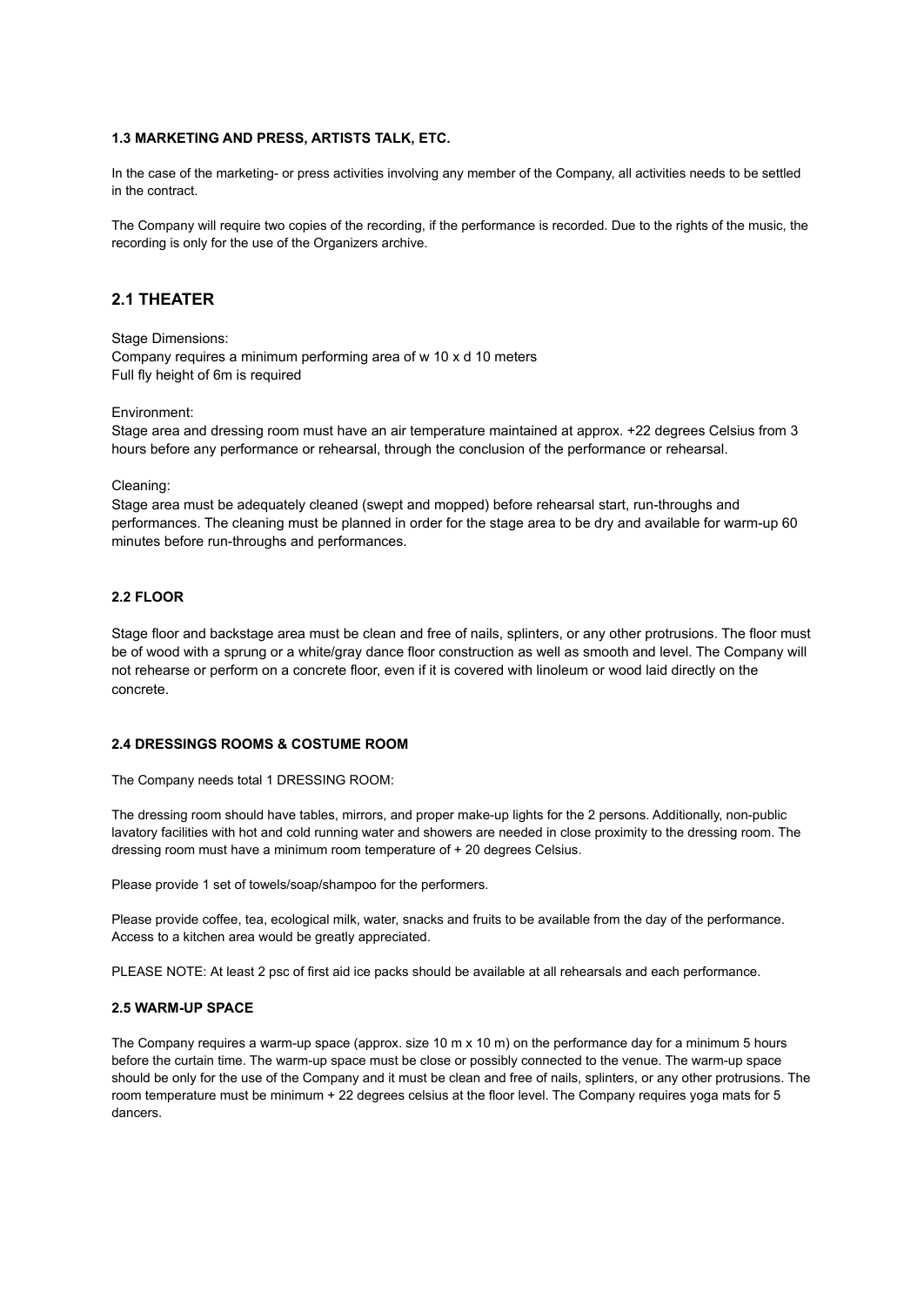### 1.3 MARKETING AND PRESS, ARTISTS TALK, ETC.

In the case of the marketing- or press activities involving any member of the Company, all activities needs to be settled in the contract.

The Company will require two copies of the recording, if the performance is recorded. Due to the rights of the music, the recording is only for the use of the Organizers archive.

## 2.1 THEATER

Stage Dimensions:
Company requires a minimum performing area of w 10 x d 10 meters
Full fly height of 6m is required

Environment:
Stage area and dressing room must have an air temperature maintained at approx. +22 degrees Celsius from 3 hours before any performance or rehearsal, through the conclusion of the performance or rehearsal.

Cleaning:
Stage area must be adequately cleaned (swept and mopped) before rehearsal start, run-throughs and performances. The cleaning must be planned in order for the stage area to be dry and available for warm-up 60 minutes before run-throughs and performances.

### 2.2 FLOOR

Stage floor and backstage area must be clean and free of nails, splinters, or any other protrusions. The floor must be of wood with a sprung or a white/gray dance floor construction as well as smooth and level. The Company will not rehearse or perform on a concrete floor, even if it is covered with linoleum or wood laid directly on the concrete.

### 2.4 DRESSINGS ROOMS & COSTUME ROOM

The Company needs total 1 DRESSING ROOM:

The dressing room should have tables, mirrors, and proper make-up lights for the 2 persons. Additionally, non-public lavatory facilities with hot and cold running water and showers are needed in close proximity to the dressing room. The dressing room must have a minimum room temperature of + 20 degrees Celsius.

Please provide 1 set of towels/soap/shampoo for the performers.

Please provide coffee, tea, ecological milk, water, snacks and fruits to be available from the day of the performance. Access to a kitchen area would be greatly appreciated.

PLEASE NOTE: At least 2 psc of first aid ice packs should be available at all rehearsals and each performance.

### 2.5 WARM-UP SPACE

The Company requires a warm-up space (approx. size 10 m x 10 m) on the performance day for a minimum 5 hours before the curtain time. The warm-up space must be close or possibly connected to the venue. The warm-up space should be only for the use of the Company and it must be clean and free of nails, splinters, or any other protrusions. The room temperature must be minimum + 22 degrees celsius at the floor level. The Company requires yoga mats for 5 dancers.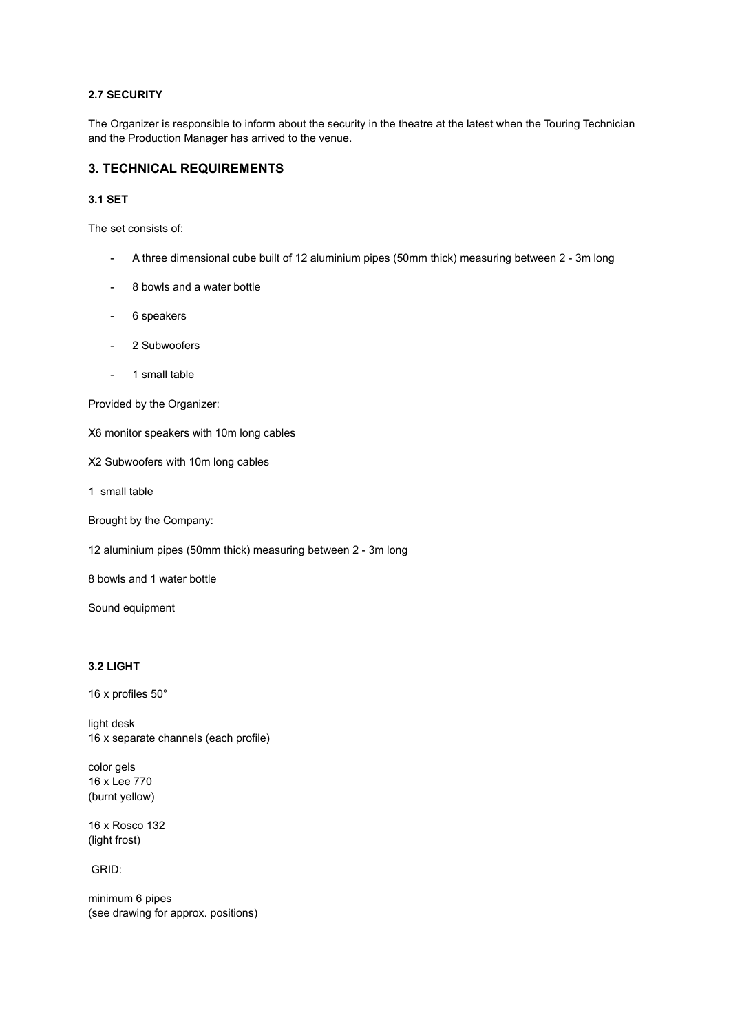#### 2.7 SECURITY

The Organizer is responsible to inform about the security in the theatre at the latest when the Touring Technician and the Production Manager has arrived to the venue.

### 3. TECHNICAL REQUIREMENTS

#### 3.1 SET

The set consists of:

- A three dimensional cube built of 12 aluminium pipes (50mm thick) measuring between 2 - 3m long
- 8 bowls and a water bottle
- 6 speakers
- 2 Subwoofers
- 1 small table

Provided by the Organizer:

X6 monitor speakers with 10m long cables

X2 Subwoofers with 10m long cables

1 small table

Brought by the Company:

12 aluminium pipes (50mm thick) measuring between 2 - 3m long

8 bowls and 1 water bottle

Sound equipment

#### 3.2 LIGHT

16 x profiles 50°

light desk
16 x separate channels (each profile)

color gels
16 x Lee 770
(burnt yellow)

16 x Rosco 132
(light frost)

GRID:

minimum 6 pipes
(see drawing for approx. positions)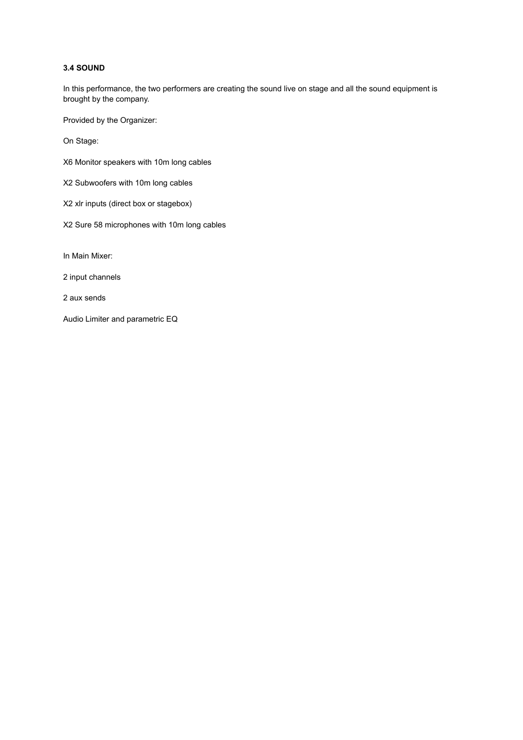### 3.4 SOUND

In this performance, the two performers are creating the sound live on stage and all the sound equipment is brought by the company.

Provided by the Organizer:

On Stage:

X6 Monitor speakers with 10m long cables

X2 Subwoofers with 10m long cables

X2 xlr inputs (direct box or stagebox)

X2 Sure 58 microphones with 10m long cables

In Main Mixer:

2 input channels

2 aux sends

Audio Limiter and parametric EQ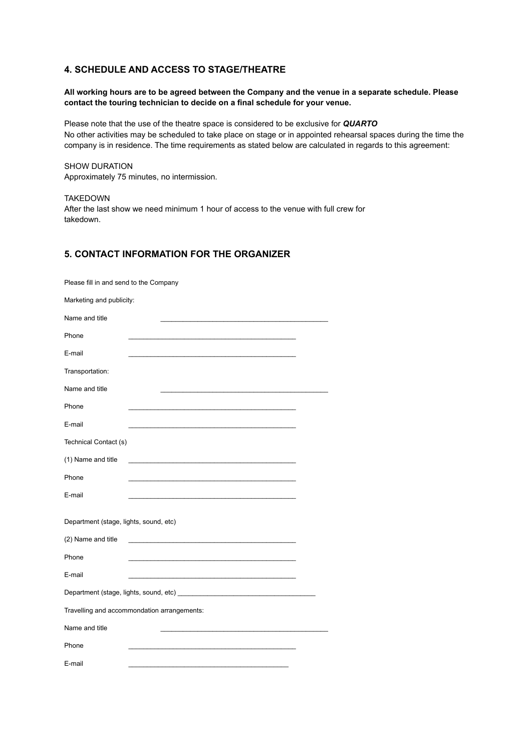## 4. SCHEDULE AND ACCESS TO STAGE/THEATRE

**All working hours are to be agreed between the Company and the venue in a separate schedule. Please contact the touring technician to decide on a final schedule for your venue.**

Please note that the use of the theatre space is considered to be exclusive for ***QUARTO***
No other activities may be scheduled to take place on stage or in appointed rehearsal spaces during the time the company is in residence. The time requirements as stated below are calculated in regards to this agreement:

SHOW DURATION
Approximately 75 minutes, no intermission.

TAKEDOWN
After the last show we need minimum 1 hour of access to the venue with full crew for takedown.

## 5. CONTACT INFORMATION FOR THE ORGANIZER

Please fill in and send to the Company

Marketing and publicity:

Name and title ___________________________________________

Phone ___________________________________________

E-mail ___________________________________________

Transportation:

Name and title ___________________________________________

Phone ___________________________________________

E-mail ___________________________________________

Technical Contact (s)

(1) Name and title ___________________________________________

Phone ___________________________________________

E-mail ___________________________________________

Department (stage, lights, sound, etc)

(2) Name and title ___________________________________________

Phone ___________________________________________

E-mail ___________________________________________

Department (stage, lights, sound, etc) ___________________________________

Travelling and accommondation arrangements:

Name and title ___________________________________________

Phone ___________________________________________

E-mail _________________________________________